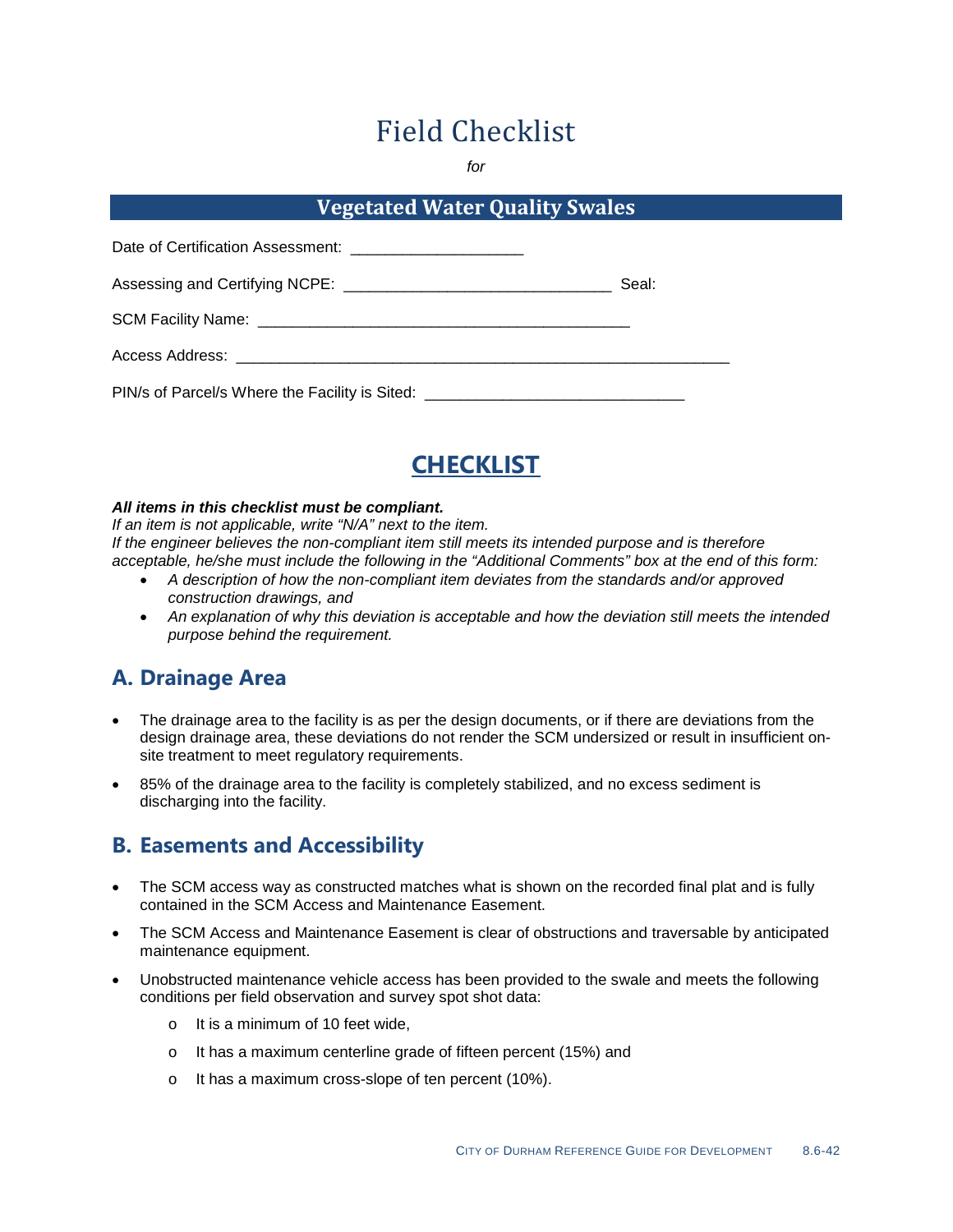# Field Checklist

*for*

## Vegetated Water Quality Swales

Date of Certification Assessment: ____________________

Assessing and Certifying NCPE: ______________________________ Seal:

SCM Facility Name: __________________________________________

Access Address: _______________________________________________________

PIN/s of Parcel/s Where the Facility is Sited: _____________________________

## CHECKLIST

***All items in this checklist must be compliant.***
*If an item is not applicable, write "N/A" next to the item.*
*If the engineer believes the non-compliant item still meets its intended purpose and is therefore acceptable, he/she must include the following in the "Additional Comments" box at the end of this form:*

- *A description of how the non-compliant item deviates from the standards and/or approved construction drawings, and*
- *An explanation of why this deviation is acceptable and how the deviation still meets the intended purpose behind the requirement.*

## A. Drainage Area

- The drainage area to the facility is as per the design documents, or if there are deviations from the design drainage area, these deviations do not render the SCM undersized or result in insufficient on-site treatment to meet regulatory requirements.
- 85% of the drainage area to the facility is completely stabilized, and no excess sediment is discharging into the facility.

## B. Easements and Accessibility

- The SCM access way as constructed matches what is shown on the recorded final plat and is fully contained in the SCM Access and Maintenance Easement.
- The SCM Access and Maintenance Easement is clear of obstructions and traversable by anticipated maintenance equipment.
- Unobstructed maintenance vehicle access has been provided to the swale and meets the following conditions per field observation and survey spot shot data:
  - It is a minimum of 10 feet wide,
  - It has a maximum centerline grade of fifteen percent (15%) and
  - It has a maximum cross-slope of ten percent (10%).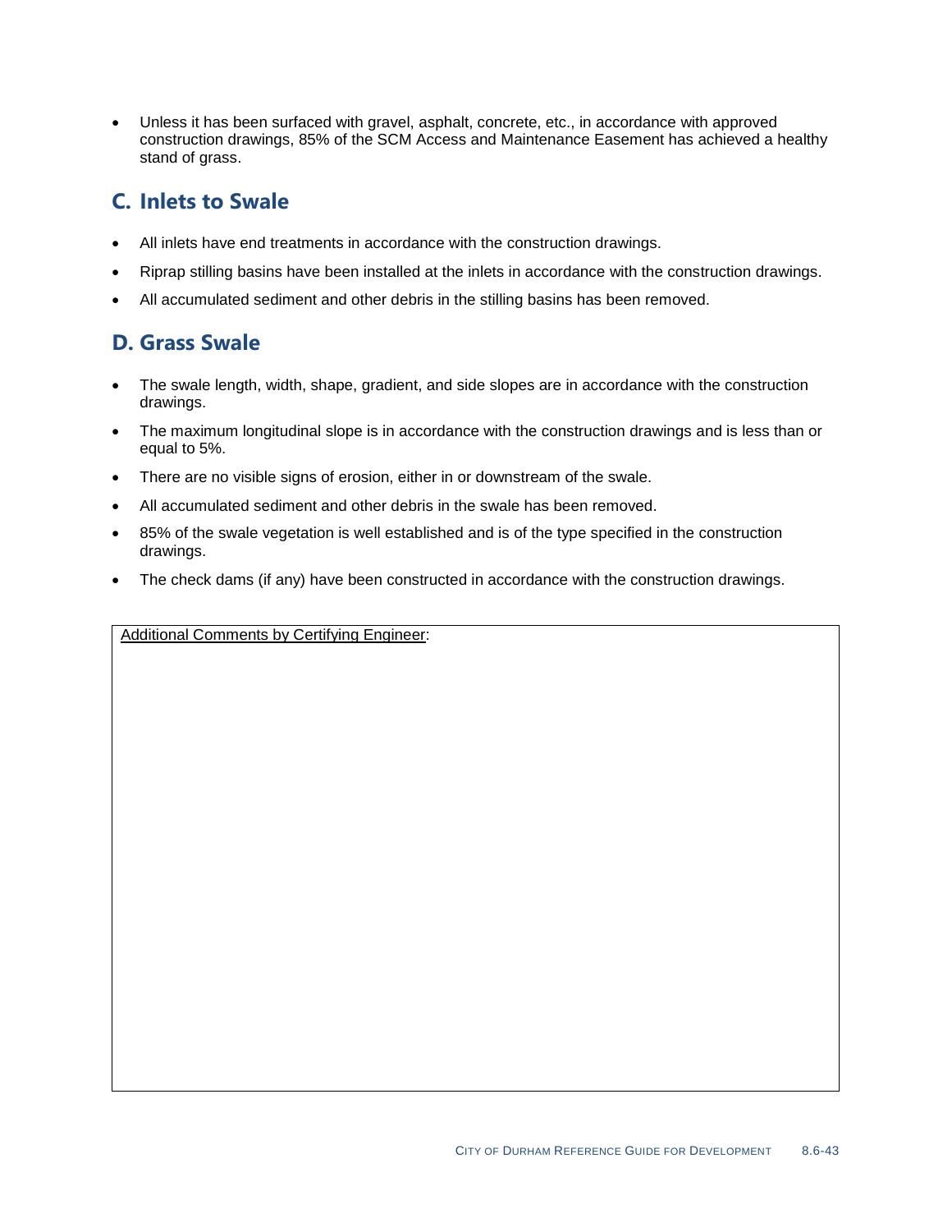- Unless it has been surfaced with gravel, asphalt, concrete, etc., in accordance with approved construction drawings, 85% of the SCM Access and Maintenance Easement has achieved a healthy stand of grass.

## C. Inlets to Swale

- All inlets have end treatments in accordance with the construction drawings.
- Riprap stilling basins have been installed at the inlets in accordance with the construction drawings.
- All accumulated sediment and other debris in the stilling basins has been removed.

## D. Grass Swale

- The swale length, width, shape, gradient, and side slopes are in accordance with the construction drawings.
- The maximum longitudinal slope is in accordance with the construction drawings and is less than or equal to 5%.
- There are no visible signs of erosion, either in or downstream of the swale.
- All accumulated sediment and other debris in the swale has been removed.
- 85% of the swale vegetation is well established and is of the type specified in the construction drawings.
- The check dams (if any) have been constructed in accordance with the construction drawings.

| Additional Comments by Certifying Engineer: |
| --- |
| |